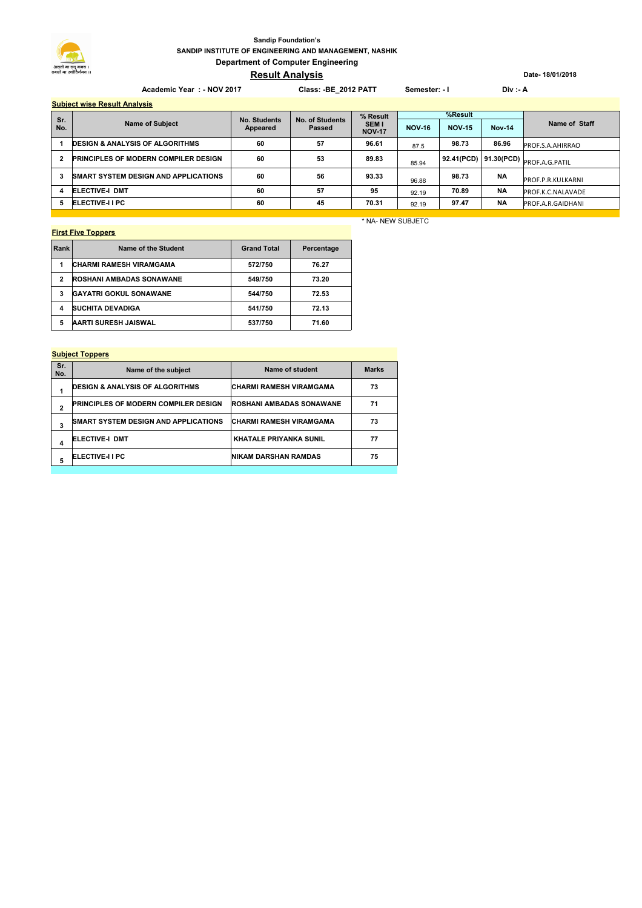**Sandip Foundation's**

**SANDIP INSTITUTE OF ENGINEERING AND MANAGEMENT, NASHIK**

**Department of Computer Engineering**

# Result Analysis

**Date- 18/01/2018**

**Academic Year : - NOV 2017** **Class: -BE_2012 PATT** **Semester: - I** **Div :- A**

## Subject wise Result Analysis

| Sr. No. | Name of Subject | No. Students Appeared | No. of Students Passed | % Result SEM I NOV-17 | %Result | | | Name of Staff |
|---|---|---|---|---|---|---|---|---|
| | | | | | NOV-16 | NOV-15 | Nov-14 | |
| 1 | DESIGN & ANALYSIS OF ALGORITHMS | 60 | 57 | 96.61 | 87.5 | 98.73 | 86.96 | PROF.S.A.AHIRRAO |
| 2 | PRINCIPLES OF MODERN COMPILER DESIGN | 60 | 53 | 89.83 | 85.94 | 92.41(PCD) | 91.30(PCD) | PROF.A.G.PATIL |
| 3 | SMART SYSTEM DESIGN AND APPLICATIONS | 60 | 56 | 93.33 | 96.88 | 98.73 | NA | PROF.P.R.KULKARNI |
| 4 | ELECTIVE-I DMT | 60 | 57 | 95 | 92.19 | 70.89 | NA | PROF.K.C.NALAVADE |
| 5 | ELECTIVE-I I PC | 60 | 45 | 70.31 | 92.19 | 97.47 | NA | PROF.A.R.GAIDHANI |

* NA- NEW SUBJETC

## First Five Toppers

| Rank | Name of the Student | Grand Total | Percentage |
|---|---|---|---|
| 1 | CHARMI RAMESH VIRAMGAMA | 572/750 | 76.27 |
| 2 | ROSHANI AMBADAS SONAWANE | 549/750 | 73.20 |
| 3 | GAYATRI GOKUL SONAWANE | 544/750 | 72.53 |
| 4 | SUCHITA DEVADIGA | 541/750 | 72.13 |
| 5 | AARTI SURESH JAISWAL | 537/750 | 71.60 |

## Subject Toppers

| Sr. No. | Name of the subject | Name of student | Marks |
|---|---|---|---|
| 1 | DESIGN & ANALYSIS OF ALGORITHMS | CHARMI RAMESH VIRAMGAMA | 73 |
| 2 | PRINCIPLES OF MODERN COMPILER DESIGN | ROSHANI AMBADAS SONAWANE | 71 |
| 3 | SMART SYSTEM DESIGN AND APPLICATIONS | CHARMI RAMESH VIRAMGAMA | 73 |
| 4 | ELECTIVE-I DMT | KHATALE PRIYANKA SUNIL | 77 |
| 5 | ELECTIVE-I I PC | NIKAM DARSHAN RAMDAS | 75 |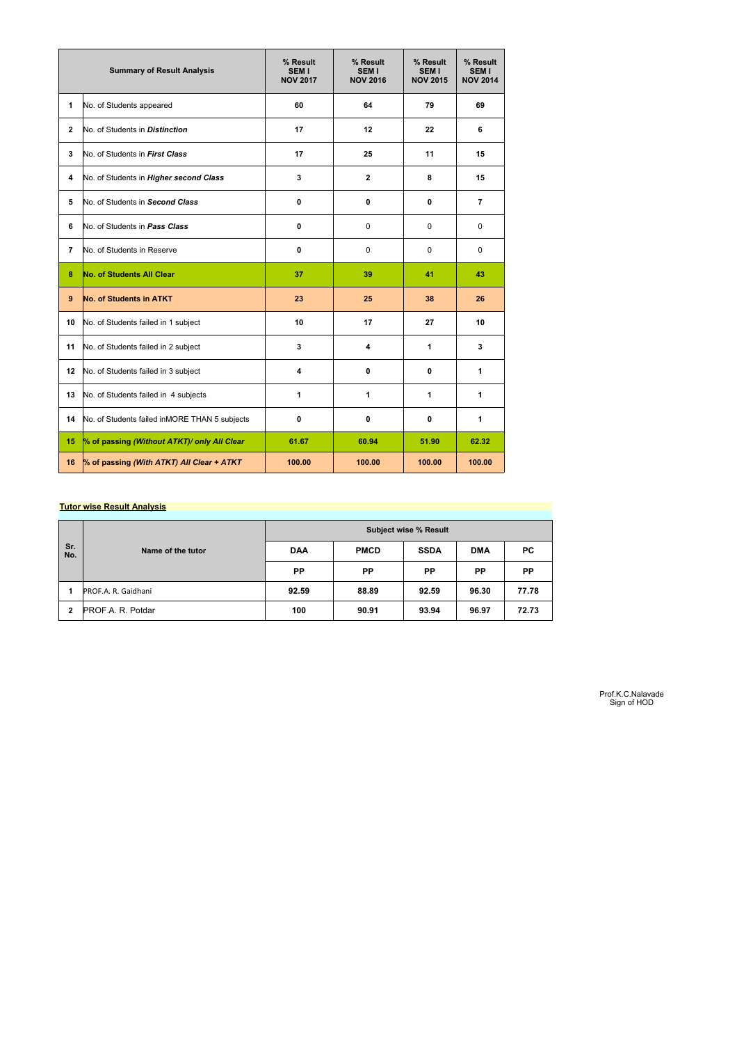| | Summary of Result Analysis | % Result SEM I NOV 2017 | % Result SEM I NOV 2016 | % Result SEM I NOV 2015 | % Result SEM I NOV 2014 |
|---|---|---|---|---|---|
| 1 | No. of Students appeared | 60 | 64 | 79 | 69 |
| 2 | No. of Students in ***Distinction*** | 17 | 12 | 22 | 6 |
| 3 | No. of Students in ***First Class*** | 17 | 25 | 11 | 15 |
| 4 | No. of Students in ***Higher second Class*** | 3 | 2 | 8 | 15 |
| 5 | No. of Students in ***Second Class*** | 0 | 0 | 0 | 7 |
| 6 | No. of Students in ***Pass Class*** | 0 | 0 | 0 | 0 |
| 7 | No. of Students in Reserve | 0 | 0 | 0 | 0 |
| 8 | **No. of Students All Clear** | 37 | 39 | 41 | 43 |
| 9 | **No. of Students in ATKT** | 23 | 25 | 38 | 26 |
| 10 | No. of Students failed in 1 subject | 10 | 17 | 27 | 10 |
| 11 | No. of Students failed in 2 subject | 3 | 4 | 1 | 3 |
| 12 | No. of Students failed in 3 subject | 4 | 0 | 0 | 1 |
| 13 | No. of Students failed in 4 subjects | 1 | 1 | 1 | 1 |
| 14 | No. of Students failed inMORE THAN 5 subjects | 0 | 0 | 0 | 1 |
| 15 | **% of passing *(Without ATKT)/ only All Clear*** | 61.67 | 60.94 | 51.90 | 62.32 |
| 16 | **% of passing *(With ATKT) All Clear + ATKT*** | 100.00 | 100.00 | 100.00 | 100.00 |

**Tutor wise Result Analysis**

| Sr. No. | Name of the tutor | Subject wise % Result | | | | |
|---|---|---|---|---|---|---|
| | | DAA | PMCD | SSDA | DMA | PC |
| | | PP | PP | PP | PP | PP |
| 1 | PROF.A. R. Gaidhani | 92.59 | 88.89 | 92.59 | 96.30 | 77.78 |
| 2 | PROF.A. R. Potdar | 100 | 90.91 | 93.94 | 96.97 | 72.73 |

Prof.K.C.Nalavade
Sign of HOD